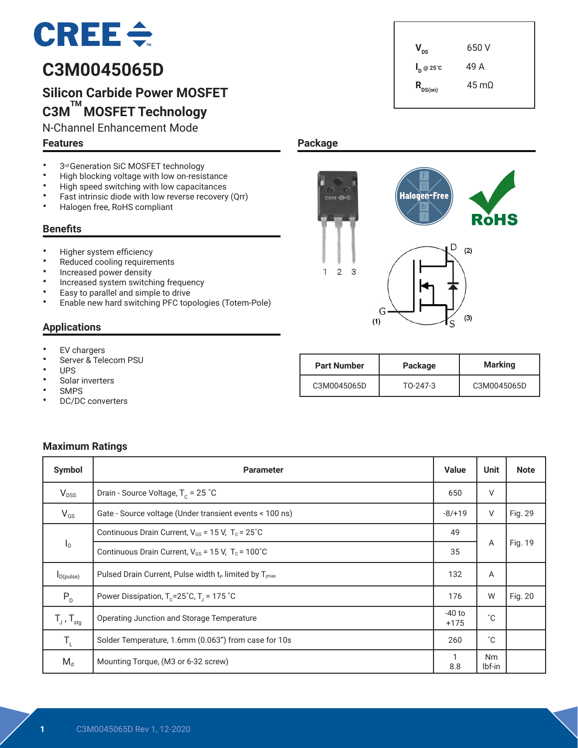# C3M0045065D

## Silicon Carbide Power MOSFET

## C3M™ MOSFET Technology

N-Channel Enhancement Mode

| | |
|---|---|
| $V_{DS}$ | 650 V |
| $I_D$ @ 25˚C | 49 A |
| $R_{DS(on)}$ | 45 mΩ |

### Features

- 3rd Generation SiC MOSFET technology
- High blocking voltage with low on-resistance
- High speed switching with low capacitances
- Fast intrinsic diode with low reverse recovery (Qrr)
- Halogen free, RoHS compliant

### Benefits

- Higher system efficiency
- Reduced cooling requirements
- Increased power density
- Increased system switching frequency
- Easy to parallel and simple to drive
- Enable new hard switching PFC topologies (Totem-Pole)

### Applications

- EV chargers
- Server & Telecom PSU
- UPS
- Solar inverters
- SMPS
- DC/DC converters

### Package

| Part Number | Package | Marking |
|---|---|---|
| C3M0045065D | TO-247-3 | C3M0045065D |

### Maximum Ratings

| Symbol | Parameter | Value | Unit | Note |
|---|---|---|---|---|
| $V_{DSS}$ | Drain - Source Voltage, $T_C$ = 25 ˚C | 650 | V | |
| $V_{GS}$ | Gate - Source voltage (Under transient events < 100 ns) | -8/+19 | V | Fig. 29 |
| $I_D$ | Continuous Drain Current, $V_{GS}$ = 15 V, $T_C$ = 25˚C | 49 | A | Fig. 19 |
| | Continuous Drain Current, $V_{GS}$ = 15 V, $T_C$ = 100˚C | 35 | | |
| $I_{D(pulse)}$ | Pulsed Drain Current, Pulse width $t_P$ limited by $T_{jmax}$ | 132 | A | |
| $P_D$ | Power Dissipation, $T_C$=25˚C, $T_J$ = 175 ˚C | 176 | W | Fig. 20 |
| $T_J$ , $T_{stg}$ | Operating Junction and Storage Temperature | -40 to +175 | ˚C | |
| $T_L$ | Solder Temperature, 1.6mm (0.063") from case for 10s | 260 | ˚C | |
| $M_d$ | Mounting Torque, (M3 or 6-32 screw) | 1<br>8.8 | Nm<br>lbf-in | |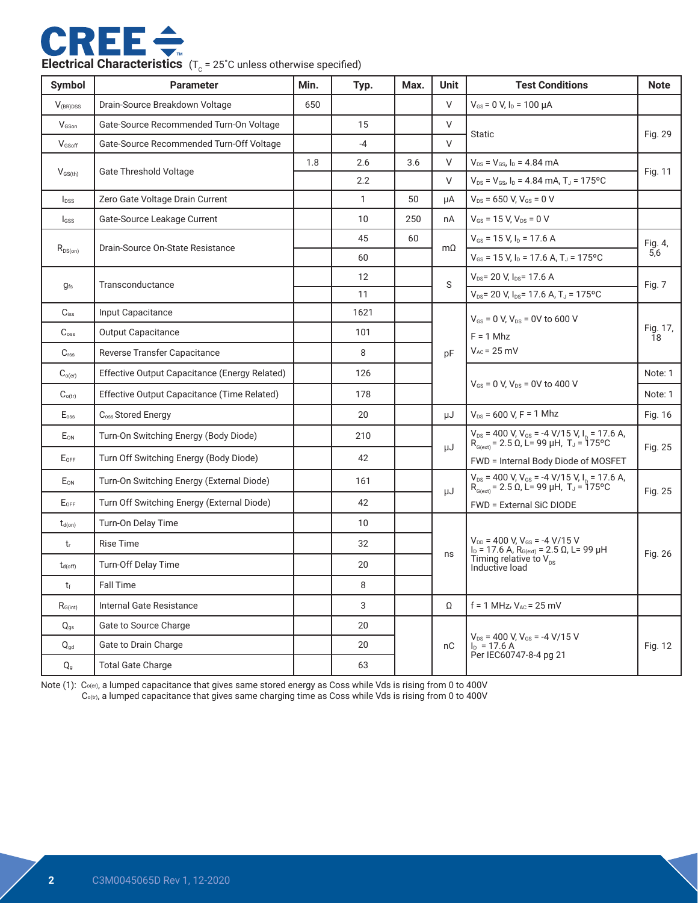## Electrical Characteristics ($T_C$ = 25˚C unless otherwise specified)

| Symbol | Parameter | Min. | Typ. | Max. | Unit | Test Conditions | Note |
|---|---|---|---|---|---|---|---|
| $V_{(BR)DSS}$ | Drain-Source Breakdown Voltage | 650 | | | V | $V_{GS}$ = 0 V, $I_D$ = 100 μA | |
| $V_{GSon}$ | Gate-Source Recommended Turn-On Voltage | | 15 | | V | Static | Fig. 29 |
| $V_{GSoff}$ | Gate-Source Recommended Turn-Off Voltage | | -4 | | V | | |
| $V_{GS(th)}$ | Gate Threshold Voltage | 1.8 | 2.6 | 3.6 | V | $V_{DS}$ = $V_{GS}$, $I_D$ = 4.84 mA | Fig. 11 |
| | | | 2.2 | | V | $V_{DS}$ = $V_{GS}$, $I_D$ = 4.84 mA, $T_J$ = 175ºC | |
| $I_{DSS}$ | Zero Gate Voltage Drain Current | | 1 | 50 | μA | $V_{DS}$ = 650 V, $V_{GS}$ = 0 V | |
| $I_{GSS}$ | Gate-Source Leakage Current | | 10 | 250 | nA | $V_{GS}$ = 15 V, $V_{DS}$ = 0 V | |
| $R_{DS(on)}$ | Drain-Source On-State Resistance | | 45 | 60 | mΩ | $V_{GS}$ = 15 V, $I_D$ = 17.6 A | Fig. 4, 5,6 |
| | | | 60 | | | $V_{GS}$ = 15 V, $I_D$ = 17.6 A, $T_J$ = 175ºC | |
| $g_{fs}$ | Transconductance | | 12 | | S | $V_{DS}$= 20 V, $I_{DS}$= 17.6 A | Fig. 7 |
| | | | 11 | | | $V_{DS}$= 20 V, $I_{DS}$= 17.6 A, $T_J$ = 175ºC | |
| $C_{iss}$ | Input Capacitance | | 1621 | | pF | $V_{GS}$ = 0 V, $V_{DS}$ = 0V to 600 V<br>F = 1 Mhz<br>$V_{AC}$ = 25 mV | Fig. 17, 18 |
| $C_{oss}$ | Output Capacitance | | 101 | | | | |
| $C_{rss}$ | Reverse Transfer Capacitance | | 8 | | | | |
| $C_{o(er)}$ | Effective Output Capacitance (Energy Related) | | 126 | | | $V_{GS}$ = 0 V, $V_{DS}$ = 0V to 400 V | Note: 1 |
| $C_{o(tr)}$ | Effective Output Capacitance (Time Related) | | 178 | | | | Note: 1 |
| $E_{oss}$ | $C_{oss}$ Stored Energy | | 20 | | μJ | $V_{DS}$ = 600 V, F = 1 Mhz | Fig. 16 |
| $E_{ON}$ | Turn-On Switching Energy (Body Diode) | | 210 | | μJ | $V_{DS}$ = 400 V, $V_{GS}$ = -4 V/15 V, $I_D$ = 17.6 A, $R_{G(ext)}$ = 2.5 Ω, L= 99 μH, $T_J$ = 175ºC<br>FWD = Internal Body Diode of MOSFET | Fig. 25 |
| $E_{OFF}$ | Turn Off Switching Energy (Body Diode) | | 42 | | | | |
| $E_{ON}$ | Turn-On Switching Energy (External Diode) | | 161 | | μJ | $V_{DS}$ = 400 V, $V_{GS}$ = -4 V/15 V, $I_D$ = 17.6 A, $R_{G(ext)}$ = 2.5 Ω, L= 99 μH, $T_J$ = 175ºC<br>FWD = External SiC DIODE | Fig. 25 |
| $E_{OFF}$ | Turn Off Switching Energy (External Diode) | | 42 | | | | |
| $t_{d(on)}$ | Turn-On Delay Time | | 10 | | ns | $V_{DD}$ = 400 V, $V_{GS}$ = -4 V/15 V<br>$I_D$ = 17.6 A, $R_{G(ext)}$ = 2.5 Ω, L= 99 μH<br>Timing relative to $V_{DS}$<br>Inductive load | Fig. 26 |
| $t_r$ | Rise Time | | 32 | | | | |
| $t_{d(off)}$ | Turn-Off Delay Time | | 20 | | | | |
| $t_f$ | Fall Time | | 8 | | | | |
| $R_{G(int)}$ | Internal Gate Resistance | | 3 | | Ω | f = 1 MHz, $V_{AC}$ = 25 mV | |
| $Q_{gs}$ | Gate to Source Charge | | 20 | | nC | $V_{DS}$ = 400 V, $V_{GS}$ = -4 V/15 V<br>$I_D$ = 17.6 A<br>Per IEC60747-8-4 pg 21 | Fig. 12 |
| $Q_{gd}$ | Gate to Drain Charge | | 20 | | | | |
| $Q_g$ | Total Gate Charge | | 63 | | | | |

Note (1): $C_{o(er)}$, a lumped capacitance that gives same stored energy as Coss while Vds is rising from 0 to 400V
$C_{o(tr)}$, a lumped capacitance that gives same charging time as Coss while Vds is rising from 0 to 400V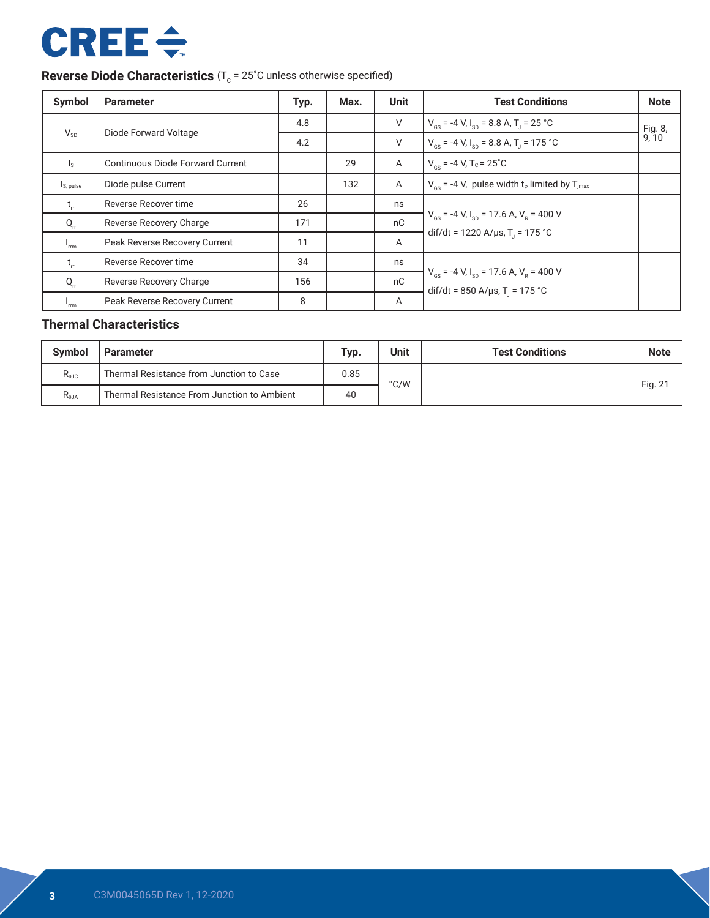## Reverse Diode Characteristics ($T_C$ = 25˚C unless otherwise specified)

| Symbol | Parameter | Typ. | Max. | Unit | Test Conditions | Note |
|---|---|---|---|---|---|---|
| $V_{SD}$ | Diode Forward Voltage | 4.8 | | V | $V_{GS}$ = -4 V, $I_{SD}$ = 8.8 A, $T_J$ = 25 °C | Fig. 8, 9, 10 |
| | | 4.2 | | V | $V_{GS}$ = -4 V, $I_{SD}$ = 8.8 A, $T_J$ = 175 °C | |
| $I_S$ | Continuous Diode Forward Current | | 29 | A | $V_{GS}$ = -4 V, $T_C$ = 25˚C | |
| $I_{S, pulse}$ | Diode pulse Current | | 132 | A | $V_{GS}$ = -4 V, pulse width $t_P$ limited by $T_{jmax}$ | |
| $t_{rr}$ | Reverse Recover time | 26 | | ns | $V_{GS}$ = -4 V, $I_{SD}$ = 17.6 A, $V_R$ = 400 V dif/dt = 1220 A/µs, $T_J$ = 175 °C | |
| $Q_{rr}$ | Reverse Recovery Charge | 171 | | nC | | |
| $I_{rrm}$ | Peak Reverse Recovery Current | 11 | | A | | |
| $t_{rr}$ | Reverse Recover time | 34 | | ns | $V_{GS}$ = -4 V, $I_{SD}$ = 17.6 A, $V_R$ = 400 V dif/dt = 850 A/µs, $T_J$ = 175 °C | |
| $Q_{rr}$ | Reverse Recovery Charge | 156 | | nC | | |
| $I_{rrm}$ | Peak Reverse Recovery Current | 8 | | A | | |

## Thermal Characteristics

| Symbol | Parameter | Typ. | Unit | Test Conditions | Note |
|---|---|---|---|---|---|
| $R_{\theta JC}$ | Thermal Resistance from Junction to Case | 0.85 | °C/W | | Fig. 21 |
| $R_{\theta JA}$ | Thermal Resistance From Junction to Ambient | 40 | | | |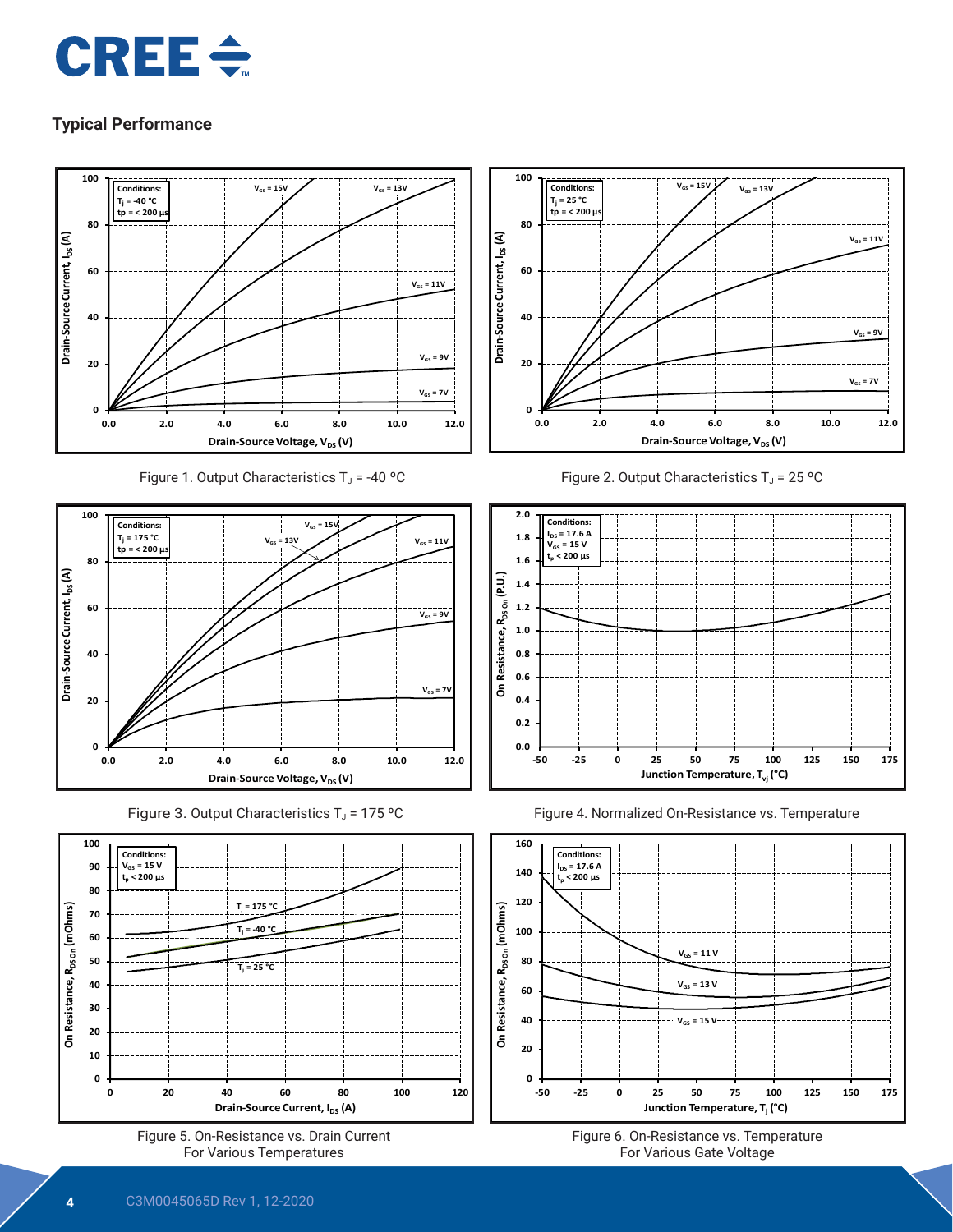## Typical Performance

Figure 1. Output Characteristics $T_J$ = -40 ºC

Figure 2. Output Characteristics $T_J$ = 25 ºC

Figure 3. Output Characteristics $T_J$ = 175 ºC

Figure 4. Normalized On-Resistance vs. Temperature

Figure 5. On-Resistance vs. Drain Current For Various Temperatures

Figure 6. On-Resistance vs. Temperature For Various Gate Voltage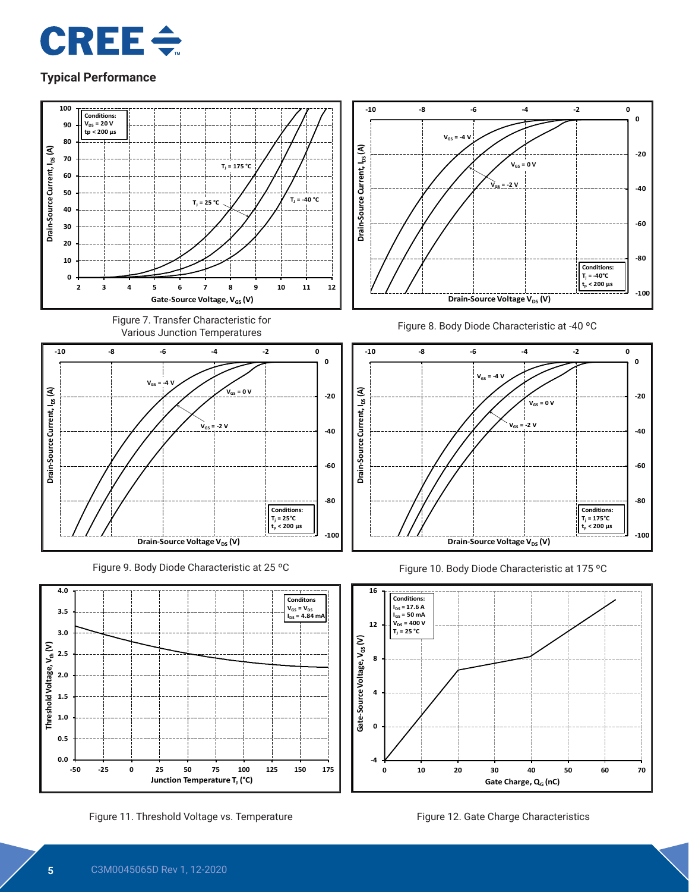## Typical Performance

Figure 7. Transfer Characteristic for Various Junction Temperatures

Figure 8. Body Diode Characteristic at -40 ºC

Figure 9. Body Diode Characteristic at 25 ºC

Figure 10. Body Diode Characteristic at 175 ºC

Figure 11. Threshold Voltage vs. Temperature

Figure 12. Gate Charge Characteristics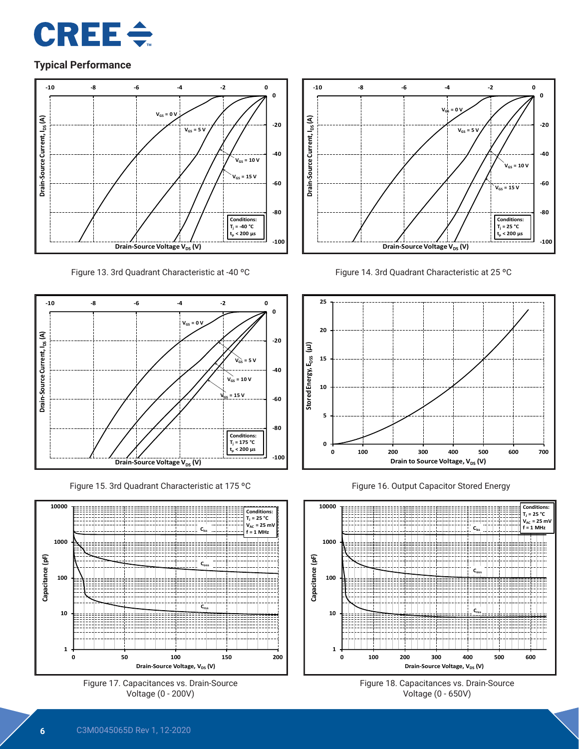## Typical Performance

Figure 13. 3rd Quadrant Characteristic at -40 °C

Figure 14. 3rd Quadrant Characteristic at 25 °C

Figure 15. 3rd Quadrant Characteristic at 175 °C

Figure 16. Output Capacitor Stored Energy

Figure 17. Capacitances vs. Drain-Source Voltage (0 - 200V)

Figure 18. Capacitances vs. Drain-Source Voltage (0 - 650V)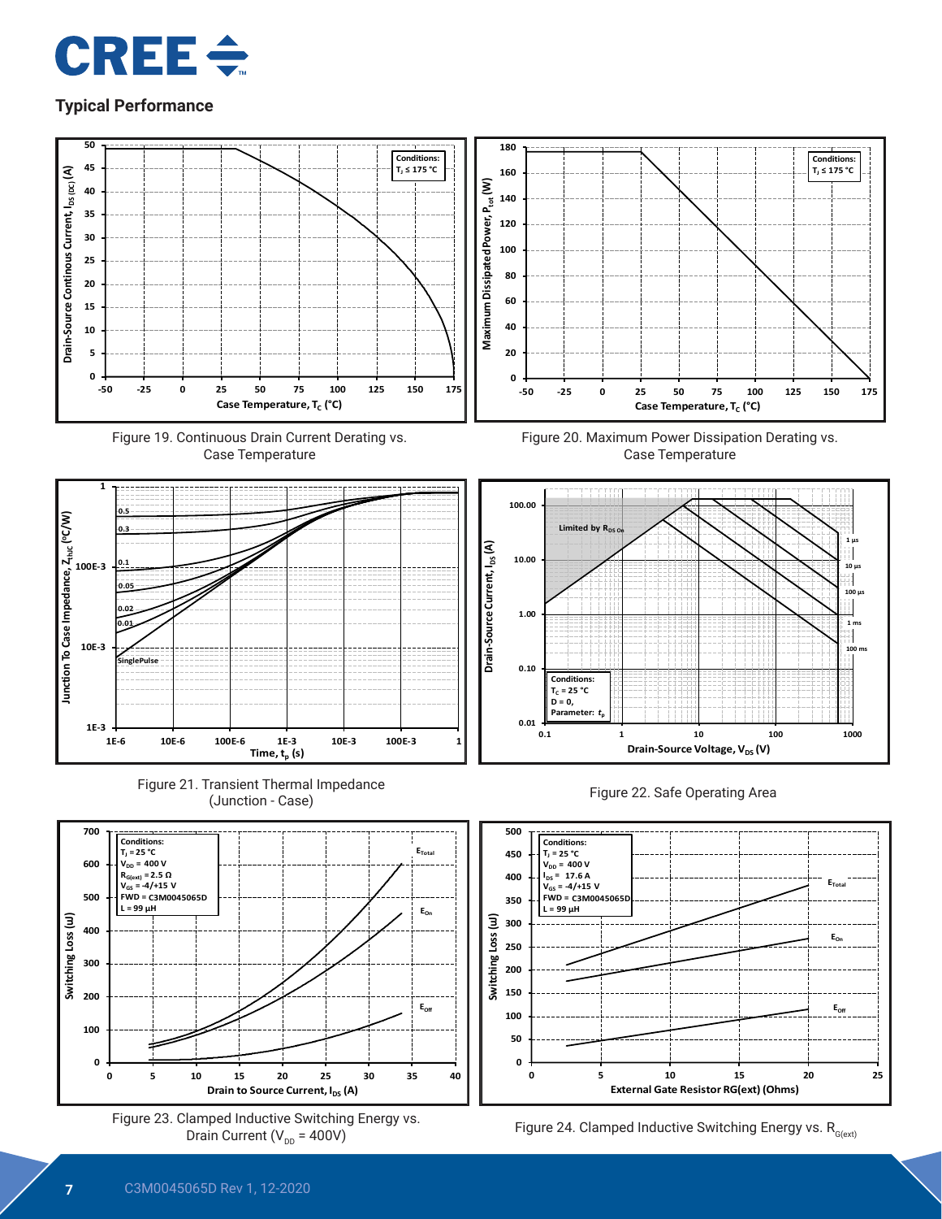## Typical Performance

Figure 19. Continuous Drain Current Derating vs. Case Temperature

Figure 20. Maximum Power Dissipation Derating vs. Case Temperature

Figure 21. Transient Thermal Impedance (Junction - Case)

Figure 22. Safe Operating Area

Figure 23. Clamped Inductive Switching Energy vs. Drain Current ($V_{DD}$ = 400V)

Figure 24. Clamped Inductive Switching Energy vs. $R_{G(ext)}$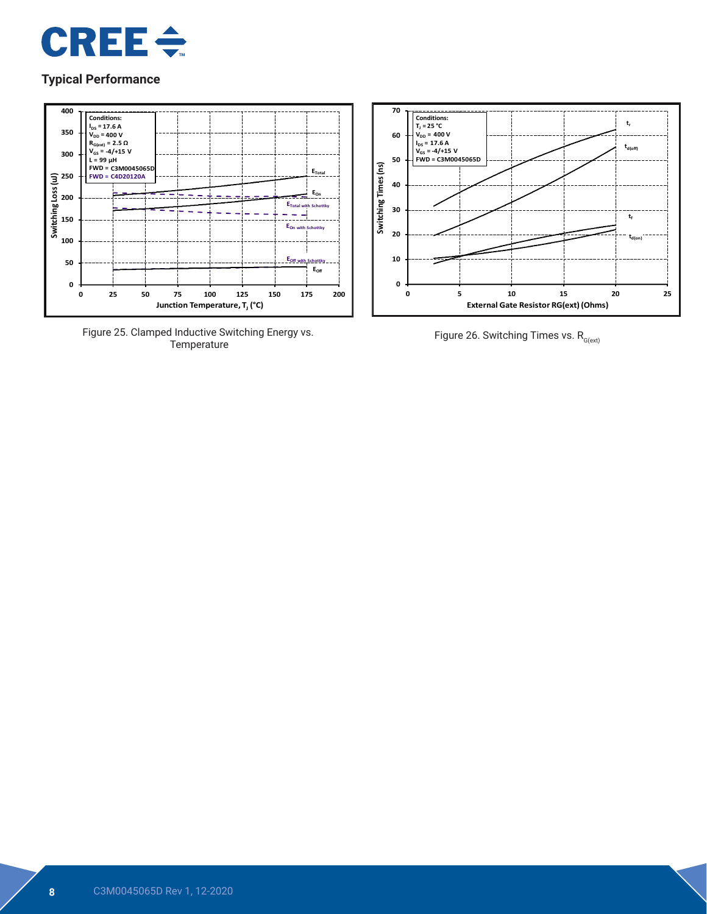## Typical Performance

Figure 25. Clamped Inductive Switching Energy vs. Temperature

Figure 26. Switching Times vs. $R_{G(ext)}$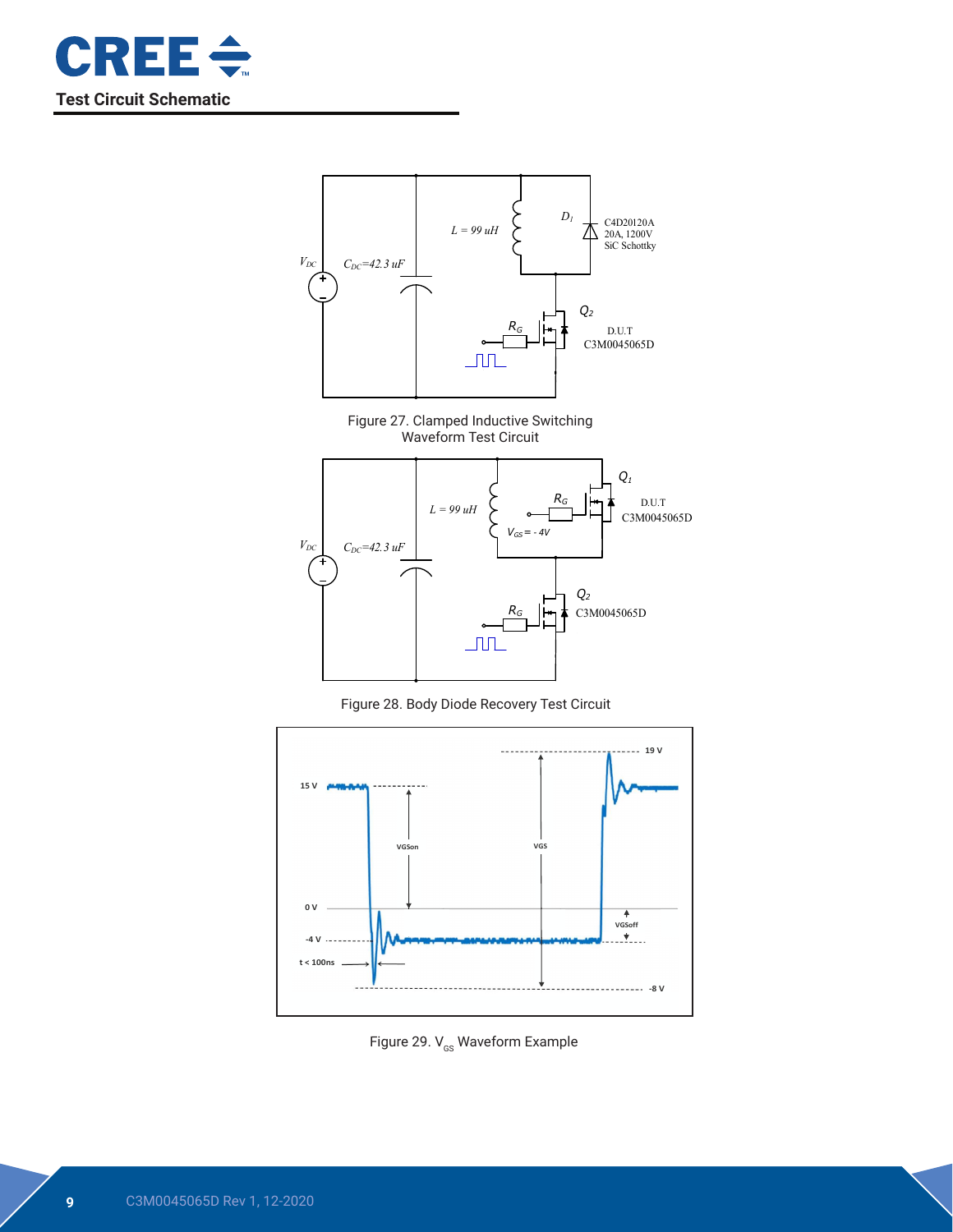## Test Circuit Schematic

Figure 27. Clamped Inductive Switching Waveform Test Circuit

Figure 28. Body Diode Recovery Test Circuit

Figure 29. $V_{GS}$ Waveform Example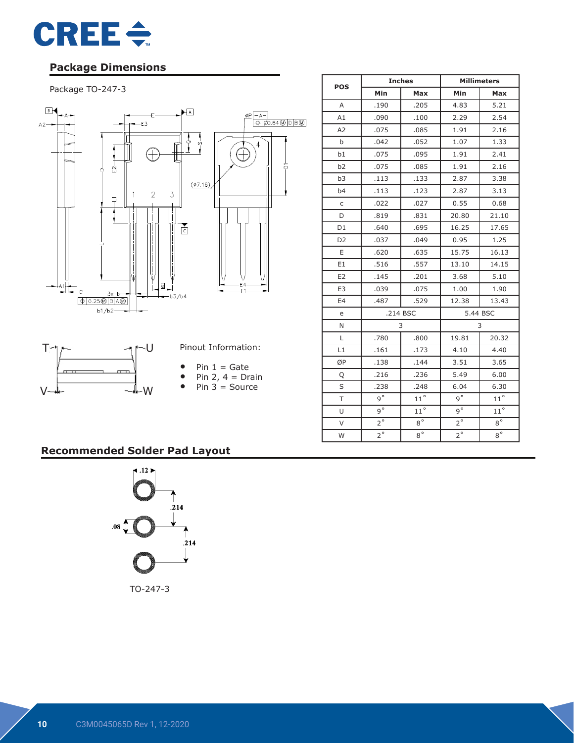## Package Dimensions

Package TO-247-3

| POS | Inches | | Millimeters | |
|---|---|---|---|---|
| | Min | Max | Min | Max |
| A | .190 | .205 | 4.83 | 5.21 |
| A1 | .090 | .100 | 2.29 | 2.54 |
| A2 | .075 | .085 | 1.91 | 2.16 |
| b | .042 | .052 | 1.07 | 1.33 |
| b1 | .075 | .095 | 1.91 | 2.41 |
| b2 | .075 | .085 | 1.91 | 2.16 |
| b3 | .113 | .133 | 2.87 | 3.38 |
| b4 | .113 | .123 | 2.87 | 3.13 |
| c | .022 | .027 | 0.55 | 0.68 |
| D | .819 | .831 | 20.80 | 21.10 |
| D1 | .640 | .695 | 16.25 | 17.65 |
| D2 | .037 | .049 | 0.95 | 1.25 |
| E | .620 | .635 | 15.75 | 16.13 |
| E1 | .516 | .557 | 13.10 | 14.15 |
| E2 | .145 | .201 | 3.68 | 5.10 |
| E3 | .039 | .075 | 1.00 | 1.90 |
| E4 | .487 | .529 | 12.38 | 13.43 |
| e | .214 BSC | | 5.44 BSC | |
| N | 3 | | 3 | |
| L | .780 | .800 | 19.81 | 20.32 |
| L1 | .161 | .173 | 4.10 | 4.40 |
| ØP | .138 | .144 | 3.51 | 3.65 |
| Q | .216 | .236 | 5.49 | 6.00 |
| S | .238 | .248 | 6.04 | 6.30 |
| T | 9° | 11° | 9° | 11° |
| U | 9° | 11° | 9° | 11° |
| V | 2° | 8° | 2° | 8° |
| W | 2° | 8° | 2° | 8° |

Pinout Information:

- Pin 1 = Gate
- Pin 2, 4 = Drain
- Pin 3 = Source

## Recommended Solder Pad Layout

TO-247-3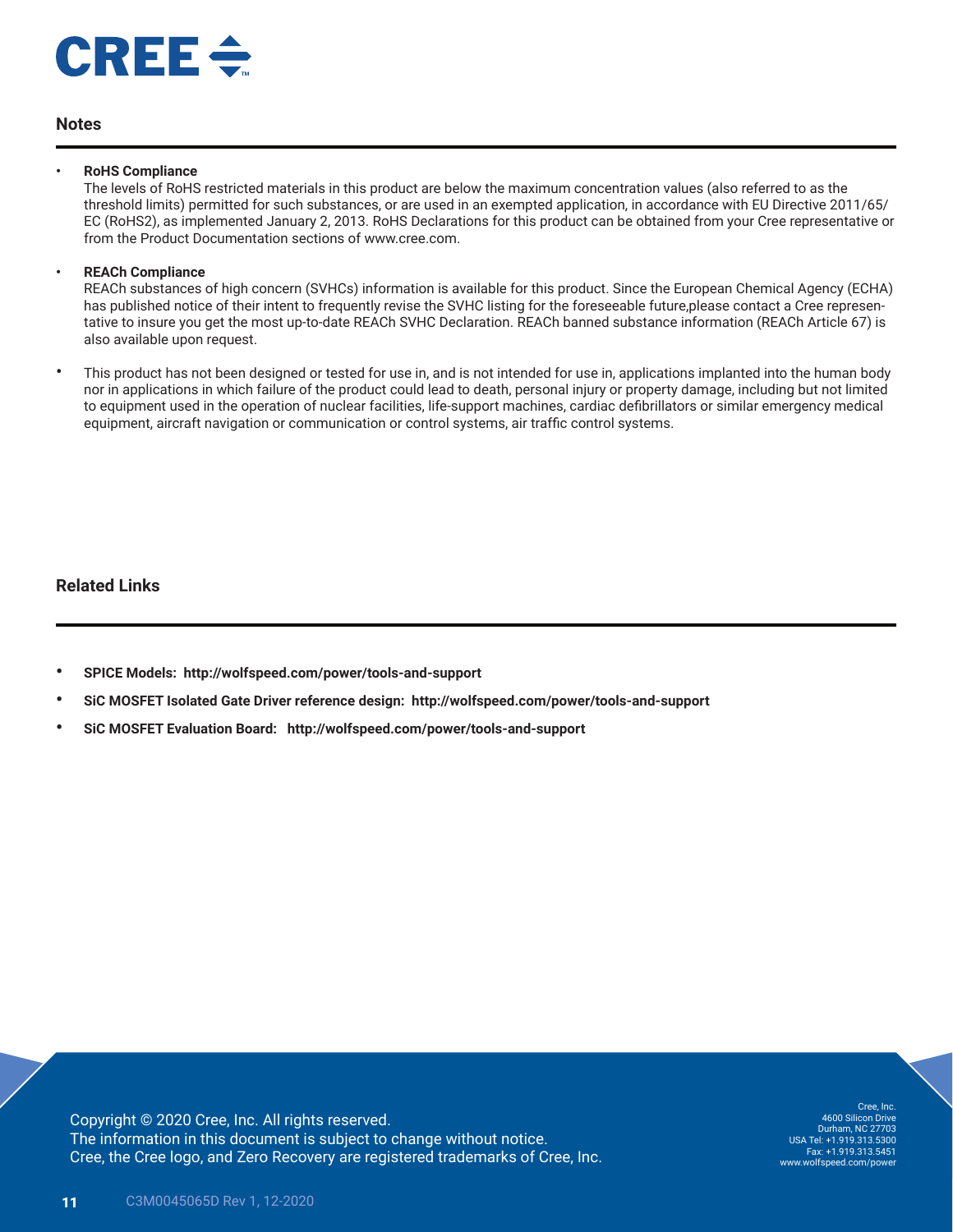## Notes

- **RoHS Compliance**
  The levels of RoHS restricted materials in this product are below the maximum concentration values (also referred to as the threshold limits) permitted for such substances, or are used in an exempted application, in accordance with EU Directive 2011/65/EC (RoHS2), as implemented January 2, 2013. RoHS Declarations for this product can be obtained from your Cree representative or from the Product Documentation sections of www.cree.com.

- **REACh Compliance**
  REACh substances of high concern (SVHCs) information is available for this product. Since the European Chemical Agency (ECHA) has published notice of their intent to frequently revise the SVHC listing for the foreseeable future,please contact a Cree representative to insure you get the most up-to-date REACh SVHC Declaration. REACh banned substance information (REACh Article 67) is also available upon request.

- This product has not been designed or tested for use in, and is not intended for use in, applications implanted into the human body nor in applications in which failure of the product could lead to death, personal injury or property damage, including but not limited to equipment used in the operation of nuclear facilities, life-support machines, cardiac defibrillators or similar emergency medical equipment, aircraft navigation or communication or control systems, air traffic control systems.

## Related Links

- **SPICE Models: http://wolfspeed.com/power/tools-and-support**
- **SiC MOSFET Isolated Gate Driver reference design: http://wolfspeed.com/power/tools-and-support**
- **SiC MOSFET Evaluation Board: http://wolfspeed.com/power/tools-and-support**

Copyright © 2020 Cree, Inc. All rights reserved.
The information in this document is subject to change without notice.
Cree, the Cree logo, and Zero Recovery are registered trademarks of Cree, Inc.

Cree, Inc.
4600 Silicon Drive
Durham, NC 27703
USA Tel: +1.919.313.5300
Fax: +1.919.313.5451
www.wolfspeed.com/power

C3M0045065D Rev 1, 12-2020